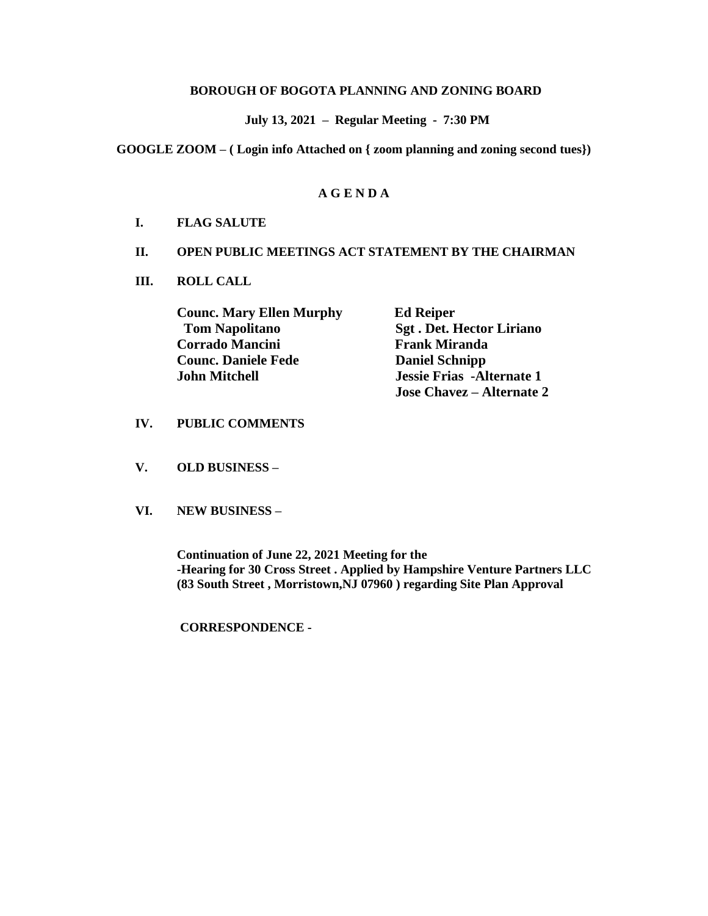**BOROUGH OF BOGOTA PLANNING AND ZONING BOARD**

**July 13, 2021 – Regular Meeting - 7:30 PM**

**GOOGLE ZOOM – ( Login info Attached on { zoom planning and zoning second tues})**

# A G E N D A

**I. FLAG SALUTE**

**II. OPEN PUBLIC MEETINGS ACT STATEMENT BY THE CHAIRMAN**

**III. ROLL CALL**

| | |
|---|---|
| **Counc. Mary Ellen Murphy** | **Ed Reiper** |
| **Tom Napolitano** | **Sgt . Det. Hector Liriano** |
| **Corrado Mancini** | **Frank Miranda** |
| **Counc. Daniele Fede** | **Daniel Schnipp** |
| **John Mitchell** | **Jessie Frias -Alternate 1** |
| | **Jose Chavez – Alternate 2** |

**IV. PUBLIC COMMENTS**

**V. OLD BUSINESS –**

**VI. NEW BUSINESS –**

**Continuation of June 22, 2021 Meeting for the**
**-Hearing for 30 Cross Street . Applied by Hampshire Venture Partners LLC (83 South Street , Morristown,NJ 07960 ) regarding Site Plan Approval**

**CORRESPONDENCE -**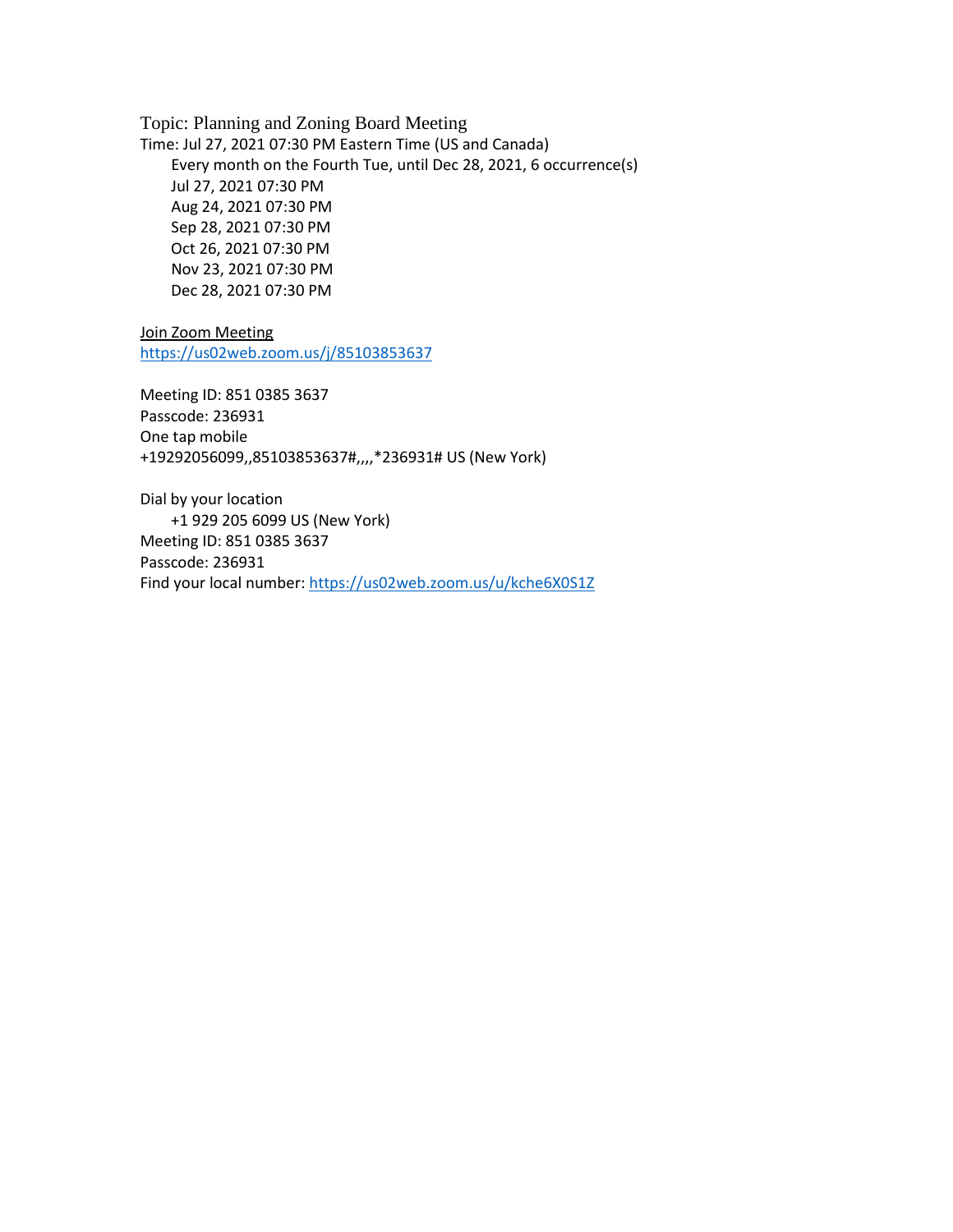Topic: Planning and Zoning Board Meeting
Time: Jul 27, 2021 07:30 PM Eastern Time (US and Canada)
Every month on the Fourth Tue, until Dec 28, 2021, 6 occurrence(s)
Jul 27, 2021 07:30 PM
Aug 24, 2021 07:30 PM
Sep 28, 2021 07:30 PM
Oct 26, 2021 07:30 PM
Nov 23, 2021 07:30 PM
Dec 28, 2021 07:30 PM

Join Zoom Meeting
https://us02web.zoom.us/j/85103853637

Meeting ID: 851 0385 3637
Passcode: 236931
One tap mobile
+19292056099,,85103853637#,,,,*236931# US (New York)

Dial by your location
+1 929 205 6099 US (New York)
Meeting ID: 851 0385 3637
Passcode: 236931
Find your local number: https://us02web.zoom.us/u/kche6X0S1Z